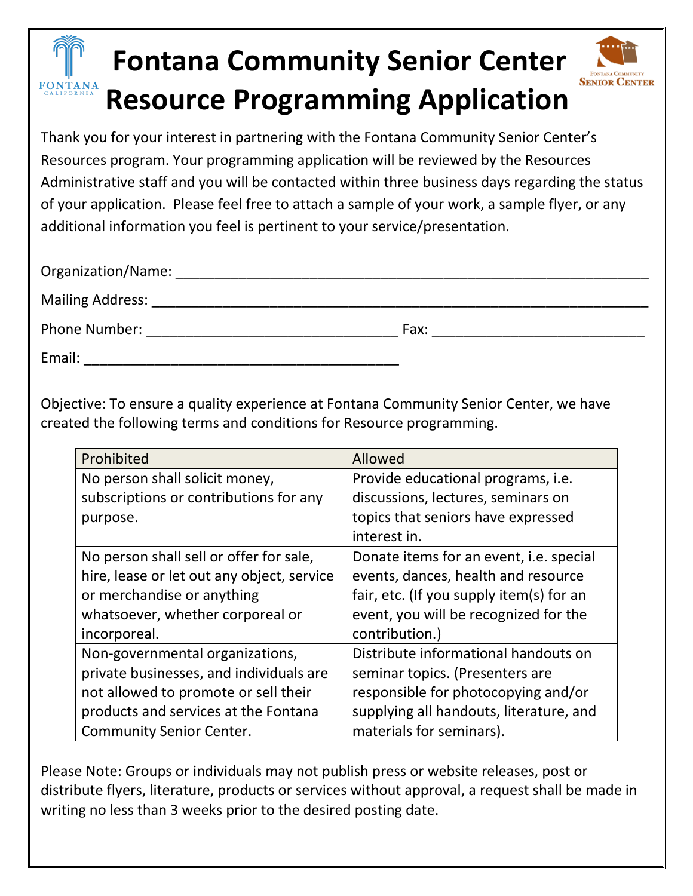# Fontana Community Senior Center Resource Programming Application

Thank you for your interest in partnering with the Fontana Community Senior Center's Resources program. Your programming application will be reviewed by the Resources Administrative staff and you will be contacted within three business days regarding the status of your application. Please feel free to attach a sample of your work, a sample flyer, or any additional information you feel is pertinent to your service/presentation.

Organization/Name: ______________________________________________________________

Mailing Address: ________________________________________________________________

Phone Number: ________________________________ Fax: ___________________________

Email: ________________________________________

Objective: To ensure a quality experience at Fontana Community Senior Center, we have created the following terms and conditions for Resource programming.

| Prohibited | Allowed |
|---|---|
| No person shall solicit money, subscriptions or contributions for any purpose. | Provide educational programs, i.e. discussions, lectures, seminars on topics that seniors have expressed interest in. |
| No person shall sell or offer for sale, hire, lease or let out any object, service or merchandise or anything whatsoever, whether corporeal or incorporeal. | Donate items for an event, i.e. special events, dances, health and resource fair, etc. (If you supply item(s) for an event, you will be recognized for the contribution.) |
| Non-governmental organizations, private businesses, and individuals are not allowed to promote or sell their products and services at the Fontana Community Senior Center. | Distribute informational handouts on seminar topics. (Presenters are responsible for photocopying and/or supplying all handouts, literature, and materials for seminars). |

Please Note: Groups or individuals may not publish press or website releases, post or distribute flyers, literature, products or services without approval, a request shall be made in writing no less than 3 weeks prior to the desired posting date.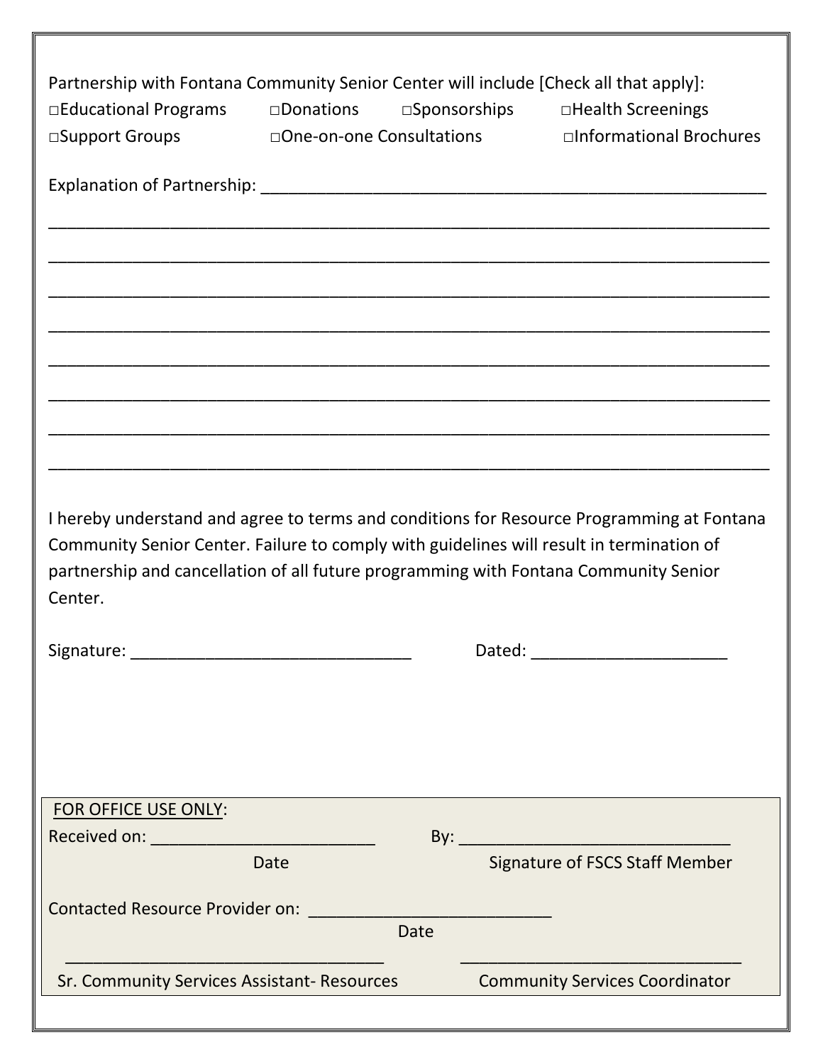Partnership with Fontana Community Senior Center will include [Check all that apply]:

□Educational Programs □Donations □Sponsorships □Health Screenings

□Support Groups □One-on-one Consultations □Informational Brochures

Explanation of Partnership: ___________________________________________________________

______________________________________________________________________________

______________________________________________________________________________

______________________________________________________________________________

______________________________________________________________________________

______________________________________________________________________________

______________________________________________________________________________

______________________________________________________________________________

______________________________________________________________________________

I hereby understand and agree to terms and conditions for Resource Programming at Fontana Community Senior Center. Failure to comply with guidelines will result in termination of partnership and cancellation of all future programming with Fontana Community Senior Center.

Signature: ________________________________ Dated: ______________________

FOR OFFICE USE ONLY:

Received on: _________________________ By: ______________________________

Date Signature of FSCS Staff Member

Contacted Resource Provider on: ___________________________

Date

____________________________________ ________________________________

Sr. Community Services Assistant- Resources Community Services Coordinator